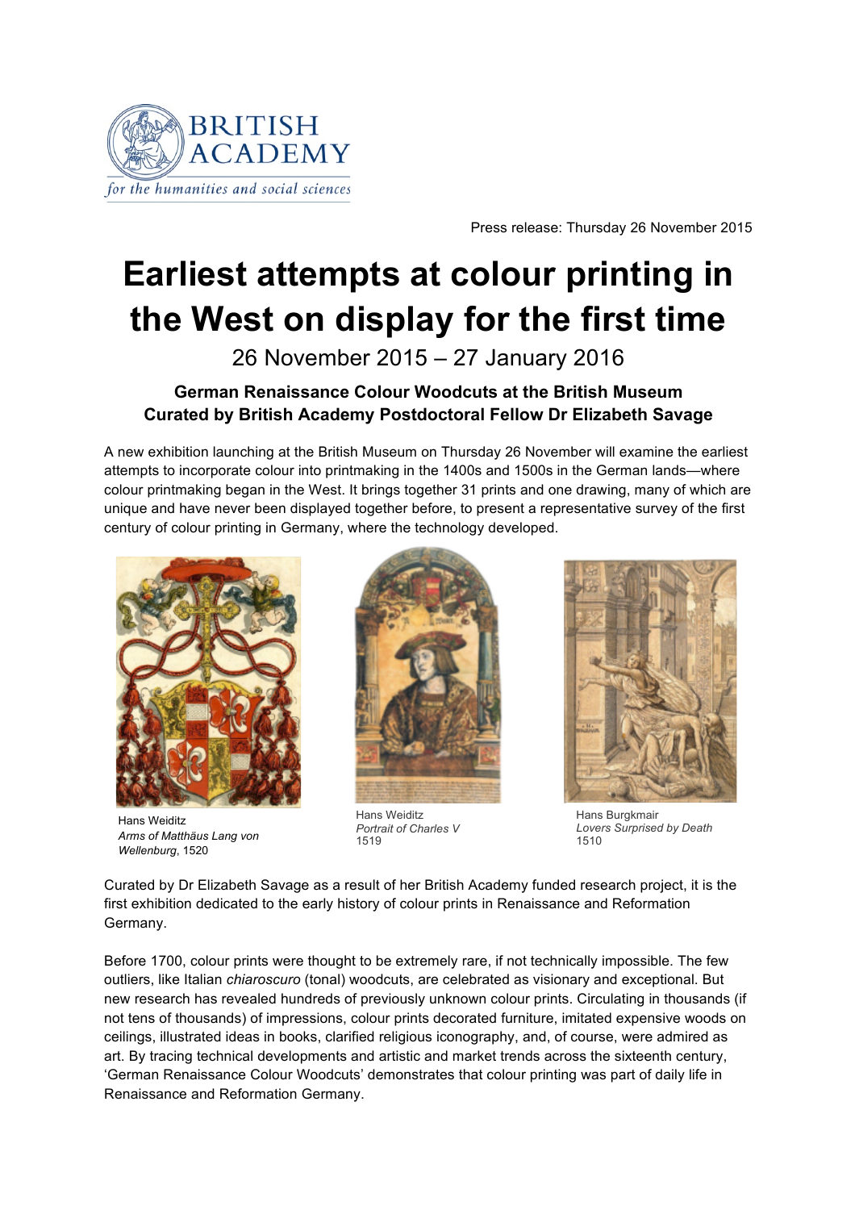BRITISH ACADEMY
*for the humanities and social sciences*

Press release: Thursday 26 November 2015

# Earliest attempts at colour printing in the West on display for the first time

26 November 2015 – 27 January 2016

**German Renaissance Colour Woodcuts at the British Museum**
**Curated by British Academy Postdoctoral Fellow Dr Elizabeth Savage**

A new exhibition launching at the British Museum on Thursday 26 November will examine the earliest attempts to incorporate colour into printmaking in the 1400s and 1500s in the German lands—where colour printmaking began in the West. It brings together 31 prints and one drawing, many of which are unique and have never been displayed together before, to present a representative survey of the first century of colour printing in Germany, where the technology developed.

Hans Weiditz
*Arms of Matthäus Lang von Wellenburg*, 1520

Hans Weiditz
*Portrait of Charles V*
1519

Hans Burgkmair
*Lovers Surprised by Death*
1510

Curated by Dr Elizabeth Savage as a result of her British Academy funded research project, it is the first exhibition dedicated to the early history of colour prints in Renaissance and Reformation Germany.

Before 1700, colour prints were thought to be extremely rare, if not technically impossible. The few outliers, like Italian *chiaroscuro* (tonal) woodcuts, are celebrated as visionary and exceptional. But new research has revealed hundreds of previously unknown colour prints. Circulating in thousands (if not tens of thousands) of impressions, colour prints decorated furniture, imitated expensive woods on ceilings, illustrated ideas in books, clarified religious iconography, and, of course, were admired as art. By tracing technical developments and artistic and market trends across the sixteenth century, 'German Renaissance Colour Woodcuts' demonstrates that colour printing was part of daily life in Renaissance and Reformation Germany.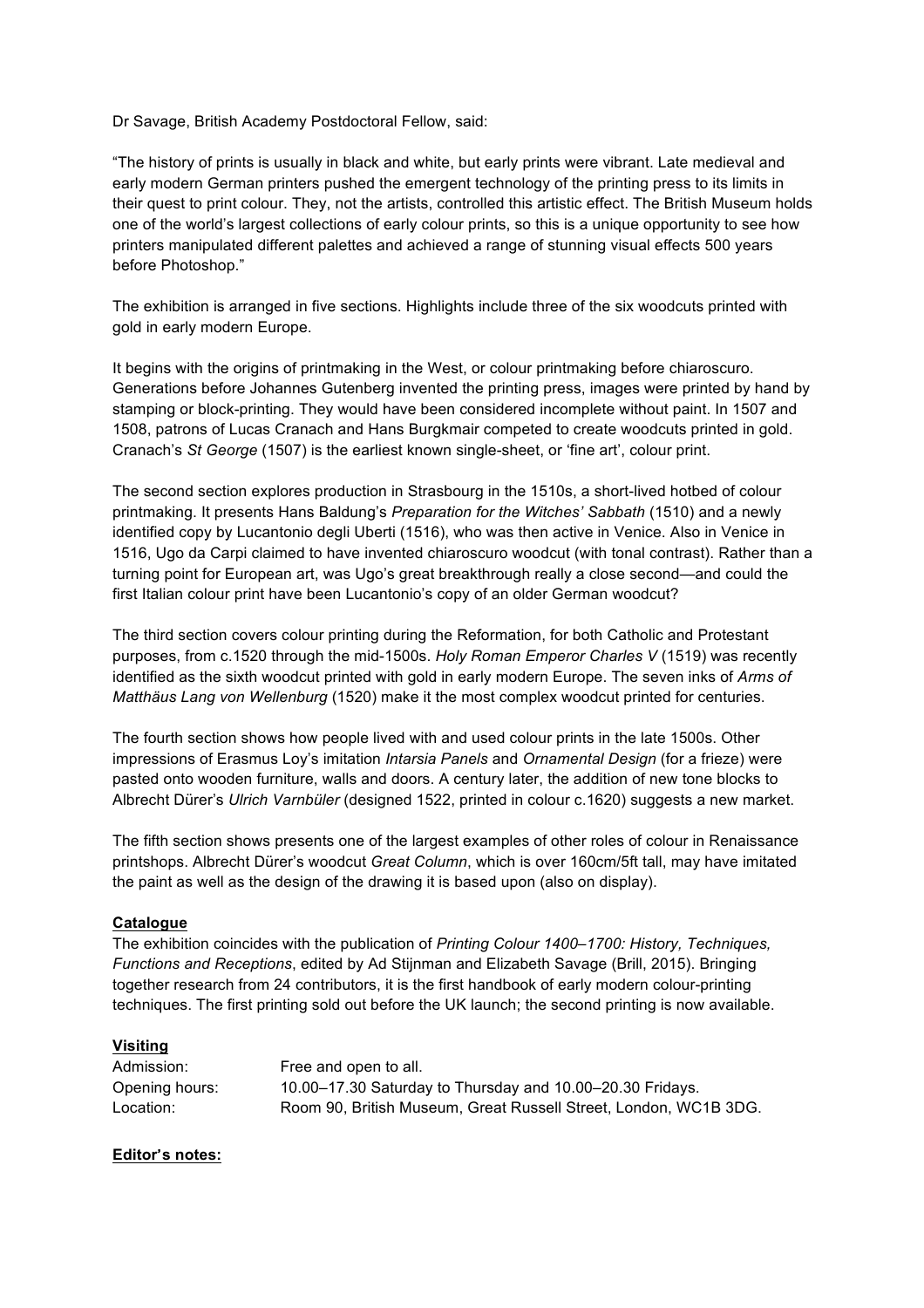Dr Savage, British Academy Postdoctoral Fellow, said:

"The history of prints is usually in black and white, but early prints were vibrant. Late medieval and early modern German printers pushed the emergent technology of the printing press to its limits in their quest to print colour. They, not the artists, controlled this artistic effect. The British Museum holds one of the world's largest collections of early colour prints, so this is a unique opportunity to see how printers manipulated different palettes and achieved a range of stunning visual effects 500 years before Photoshop."

The exhibition is arranged in five sections. Highlights include three of the six woodcuts printed with gold in early modern Europe.

It begins with the origins of printmaking in the West, or colour printmaking before chiaroscuro. Generations before Johannes Gutenberg invented the printing press, images were printed by hand by stamping or block-printing. They would have been considered incomplete without paint. In 1507 and 1508, patrons of Lucas Cranach and Hans Burgkmair competed to create woodcuts printed in gold. Cranach's *St George* (1507) is the earliest known single-sheet, or 'fine art', colour print.

The second section explores production in Strasbourg in the 1510s, a short-lived hotbed of colour printmaking. It presents Hans Baldung's *Preparation for the Witches' Sabbath* (1510) and a newly identified copy by Lucantonio degli Uberti (1516), who was then active in Venice. Also in Venice in 1516, Ugo da Carpi claimed to have invented chiaroscuro woodcut (with tonal contrast). Rather than a turning point for European art, was Ugo's great breakthrough really a close second—and could the first Italian colour print have been Lucantonio's copy of an older German woodcut?

The third section covers colour printing during the Reformation, for both Catholic and Protestant purposes, from c.1520 through the mid-1500s. *Holy Roman Emperor Charles V* (1519) was recently identified as the sixth woodcut printed with gold in early modern Europe. The seven inks of *Arms of Matthäus Lang von Wellenburg* (1520) make it the most complex woodcut printed for centuries.

The fourth section shows how people lived with and used colour prints in the late 1500s. Other impressions of Erasmus Loy's imitation *Intarsia Panels* and *Ornamental Design* (for a frieze) were pasted onto wooden furniture, walls and doors. A century later, the addition of new tone blocks to Albrecht Dürer's *Ulrich Varnbüler* (designed 1522, printed in colour c.1620) suggests a new market.

The fifth section shows presents one of the largest examples of other roles of colour in Renaissance printshops. Albrecht Dürer's woodcut *Great Column*, which is over 160cm/5ft tall, may have imitated the paint as well as the design of the drawing it is based upon (also on display).

**Catalogue**

The exhibition coincides with the publication of *Printing Colour 1400–1700: History, Techniques, Functions and Receptions*, edited by Ad Stijnman and Elizabeth Savage (Brill, 2015). Bringing together research from 24 contributors, it is the first handbook of early modern colour-printing techniques. The first printing sold out before the UK launch; the second printing is now available.

**Visiting**

| | |
|---|---|
| Admission: | Free and open to all. |
| Opening hours: | 10.00–17.30 Saturday to Thursday and 10.00–20.30 Fridays. |
| Location: | Room 90, British Museum, Great Russell Street, London, WC1B 3DG. |

**Editor's notes:**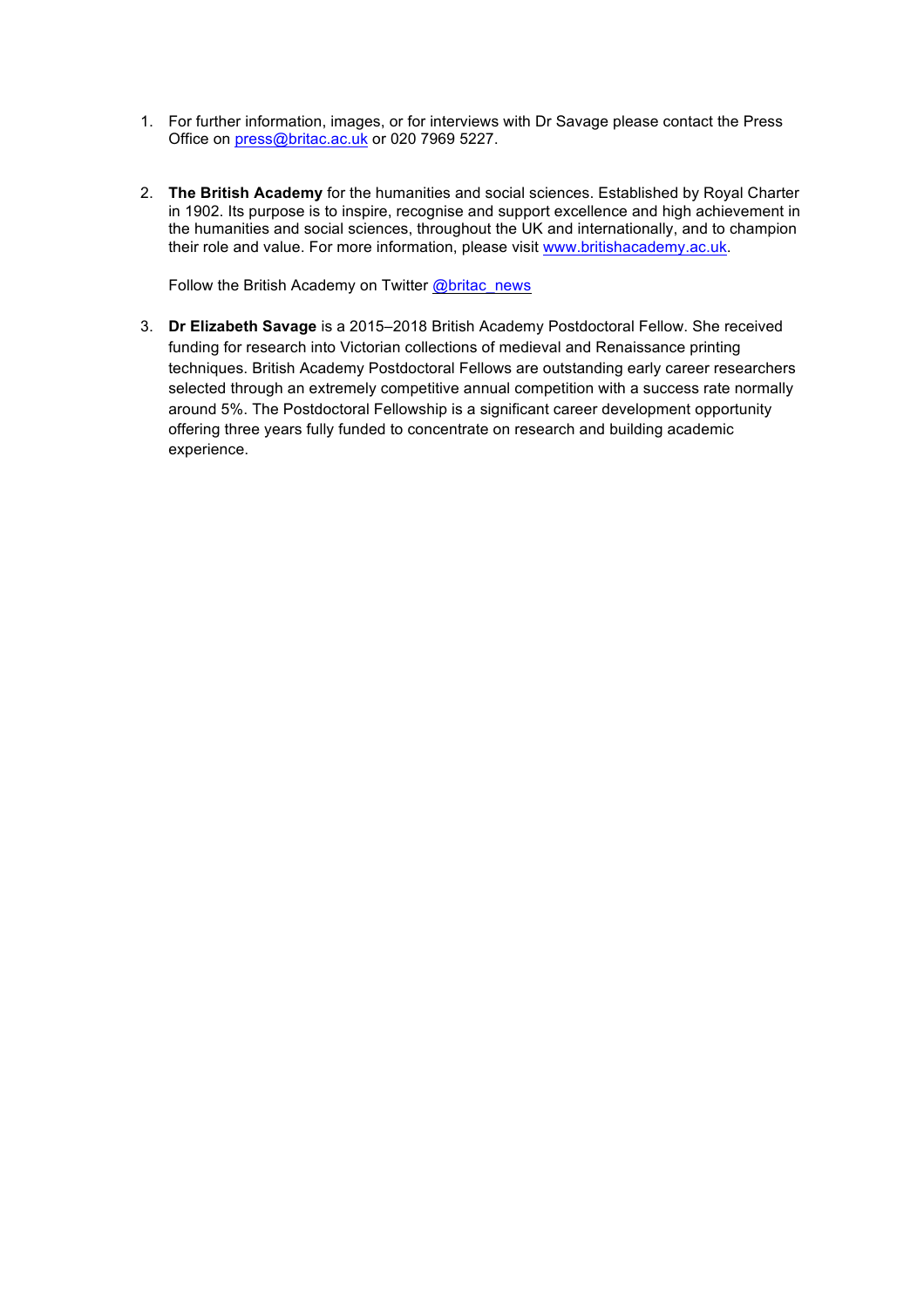1. For further information, images, or for interviews with Dr Savage please contact the Press Office on press@britac.ac.uk or 020 7969 5227.

2. **The British Academy** for the humanities and social sciences. Established by Royal Charter in 1902. Its purpose is to inspire, recognise and support excellence and high achievement in the humanities and social sciences, throughout the UK and internationally, and to champion their role and value. For more information, please visit www.britishacademy.ac.uk.

   Follow the British Academy on Twitter @britac_news

3. **Dr Elizabeth Savage** is a 2015–2018 British Academy Postdoctoral Fellow. She received funding for research into Victorian collections of medieval and Renaissance printing techniques. British Academy Postdoctoral Fellows are outstanding early career researchers selected through an extremely competitive annual competition with a success rate normally around 5%. The Postdoctoral Fellowship is a significant career development opportunity offering three years fully funded to concentrate on research and building academic experience.